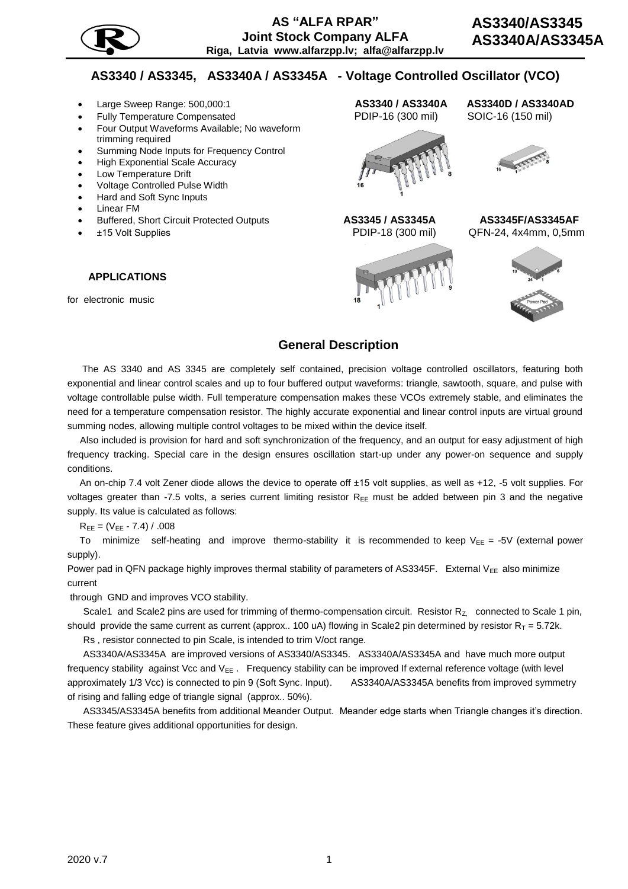# AS3340 / AS3345, AS3340A / AS3345A - Voltage Controlled Oscillator (VCO)

- Large Sweep Range: 500,000:1
- Fully Temperature Compensated
- Four Output Waveforms Available; No waveform trimming required
- Summing Node Inputs for Frequency Control
- High Exponential Scale Accuracy
- Low Temperature Drift
- Voltage Controlled Pulse Width
- Hard and Soft Sync Inputs
- Linear FM
- Buffered, Short Circuit Protected Outputs
- ±15 Volt Supplies

**AS3340 / AS3340A** PDIP-16 (300 mil)

**AS3340D / AS3340AD** SOIC-16 (150 mil)

**AS3345 / AS3345A** PDIP-18 (300 mil)

**AS3345F/AS3345AF** QFN-24, 4x4mm, 0,5mm

### APPLICATIONS

for electronic music

## General Description

The AS 3340 and AS 3345 are completely self contained, precision voltage controlled oscillators, featuring both exponential and linear control scales and up to four buffered output waveforms: triangle, sawtooth, square, and pulse with voltage controllable pulse width. Full temperature compensation makes these VCOs extremely stable, and eliminates the need for a temperature compensation resistor. The highly accurate exponential and linear control inputs are virtual ground summing nodes, allowing multiple control voltages to be mixed within the device itself.

Also included is provision for hard and soft synchronization of the frequency, and an output for easy adjustment of high frequency tracking. Special care in the design ensures oscillation start-up under any power-on sequence and supply conditions.

An on-chip 7.4 volt Zener diode allows the device to operate off ±15 volt supplies, as well as +12, -5 volt supplies. For voltages greater than -7.5 volts, a series current limiting resistor $R_{EE}$ must be added between pin 3 and the negative supply. Its value is calculated as follows:

$R_{EE} = (V_{EE} - 7.4) / .008$

To minimize self-heating and improve thermo-stability it is recommended to keep $V_{EE}$ = -5V (external power supply).

Power pad in QFN package highly improves thermal stability of parameters of AS3345F. External $V_{EE}$ also minimize current through GND and improves VCO stability.

Scale1 and Scale2 pins are used for trimming of thermo-compensation circuit. Resistor $R_Z$ connected to Scale 1 pin, should provide the same current as current (approx.. 100 uA) flowing in Scale2 pin determined by resistor $R_T$ = 5.72k.

Rs , resistor connected to pin Scale, is intended to trim V/oct range.

AS3340A/AS3345A are improved versions of AS3340/AS3345. AS3340A/AS3345A and have much more output frequency stability against Vcc and $V_{EE}$ . Frequency stability can be improved If external reference voltage (with level approximately 1/3 Vcc) is connected to pin 9 (Soft Sync. Input). AS3340A/AS3345A benefits from improved symmetry of rising and falling edge of triangle signal (approx.. 50%).

AS3345/AS3345A benefits from additional Meander Output. Meander edge starts when Triangle changes it's direction. These feature gives additional opportunities for design.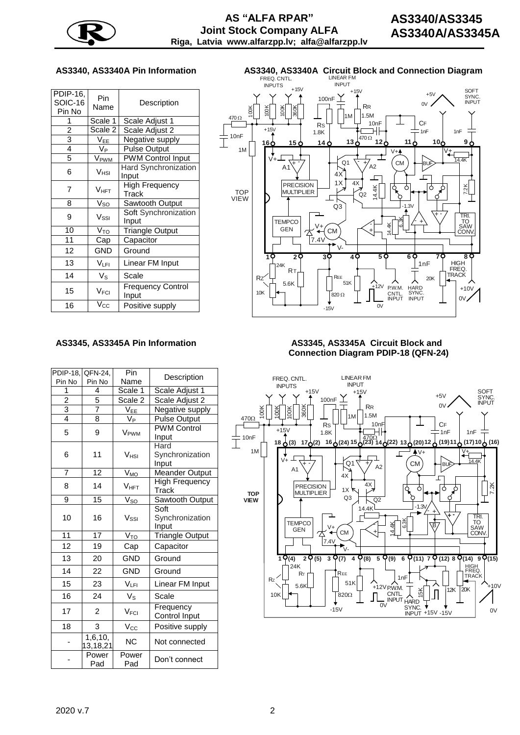## AS3340, AS3340A Pin Information

| PDIP-16, SOIC-16 Pin No | Pin Name | Description |
|---|---|---|
| 1 | Scale 1 | Scale Adjust 1 |
| 2 | Scale 2 | Scale Adjust 2 |
| 3 | $V_{EE}$ | Negative supply |
| 4 | $V_P$ | Pulse Output |
| 5 | $V_{PWM}$ | PWM Control Input |
| 6 | $V_{HSI}$ | Hard Synchronization Input |
| 7 | $V_{HFT}$ | High Frequency Track |
| 8 | $V_{SO}$ | Sawtooth Output |
| 9 | $V_{SSI}$ | Soft Synchronization Input |
| 10 | $V_{TO}$ | Triangle Output |
| 11 | Cap | Capacitor |
| 12 | GND | Ground |
| 13 | $V_{LFI}$ | Linear FM Input |
| 14 | $V_S$ | Scale |
| 15 | $V_{FCI}$ | Frequency Control Input |
| 16 | $V_{CC}$ | Positive supply |

## AS3340, AS3340A Circuit Block and Connection Diagram

## AS3345, AS3345A Pin Information

| PDIP-18, Pin No | QFN-24, Pin No | Pin Name | Description |
|---|---|---|---|
| 1 | 4 | Scale 1 | Scale Adjust 1 |
| 2 | 5 | Scale 2 | Scale Adjust 2 |
| 3 | 7 | $V_{EE}$ | Negative supply |
| 4 | 8 | $V_P$ | Pulse Output |
| 5 | 9 | $V_{PWM}$ | PWM Control Input |
| 6 | 11 | $V_{HSI}$ | Hard Synchronization Input |
| 7 | 12 | $V_{MO}$ | Meander Output |
| 8 | 14 | $V_{HFT}$ | High Frequency Track |
| 9 | 15 | $V_{SO}$ | Sawtooth Output |
| 10 | 16 | $V_{SSI}$ | Soft Synchronization Input |
| 11 | 17 | $V_{TO}$ | Triangle Output |
| 12 | 19 | Cap | Capacitor |
| 13 | 20 | GND | Ground |
| 14 | 22 | GND | Ground |
| 15 | 23 | $V_{LFI}$ | Linear FM Input |
| 16 | 24 | $V_S$ | Scale |
| 17 | 2 | $V_{FCI}$ | Frequency Control Input |
| 18 | 3 | $V_{CC}$ | Positive supply |
| - | 1,6,10, 13,18,21 | NC | Not connected |
| - | Power Pad | Power Pad | Don't connect |

## AS3345, AS3345A Circuit Block and Connection Diagram PDIP-18 (QFN-24)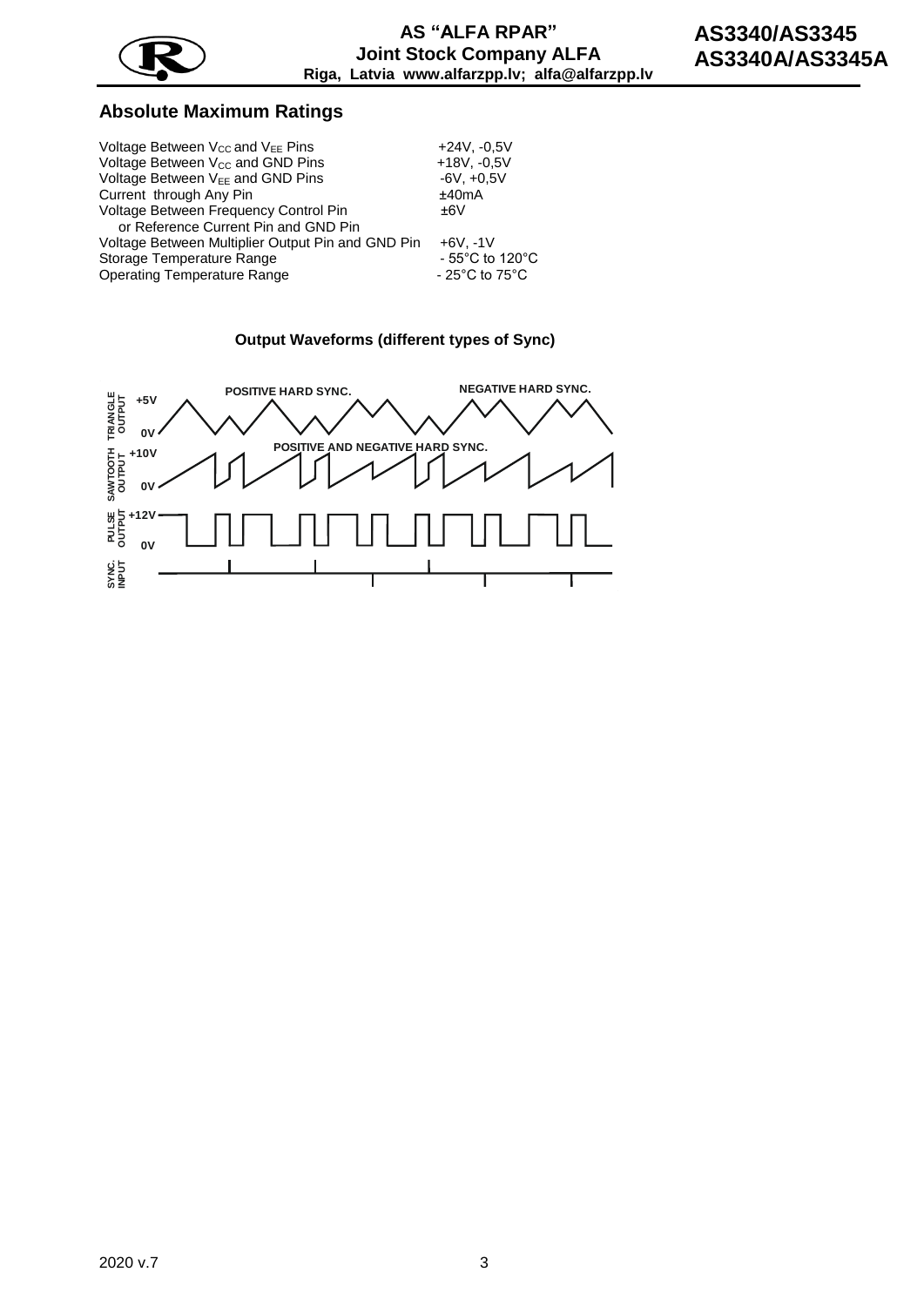## Absolute Maximum Ratings

| | |
|---|---|
| Voltage Between $V_{CC}$ and $V_{EE}$ Pins | +24V, -0,5V |
| Voltage Between $V_{CC}$ and GND Pins | +18V, -0,5V |
| Voltage Between $V_{EE}$ and GND Pins | -6V, +0,5V |
| Current through Any Pin | ±40mA |
| Voltage Between Frequency Control Pin or Reference Current Pin and GND Pin | ±6V |
| Voltage Between Multiplier Output Pin and GND Pin | +6V, -1V |
| Storage Temperature Range | - 55°C to 120°C |
| Operating Temperature Range | - 25°C to 75°C |

**Output Waveforms (different types of Sync)**

POSITIVE HARD SYNC.

NEGATIVE HARD SYNC.

POSITIVE AND NEGATIVE HARD SYNC.

TRIANGLE OUTPUT: +5V, 0V

SAWTOOTH OUTPUT: +10V, 0V

PULSE OUTPUT: +12V, 0V

SYNC. INPUT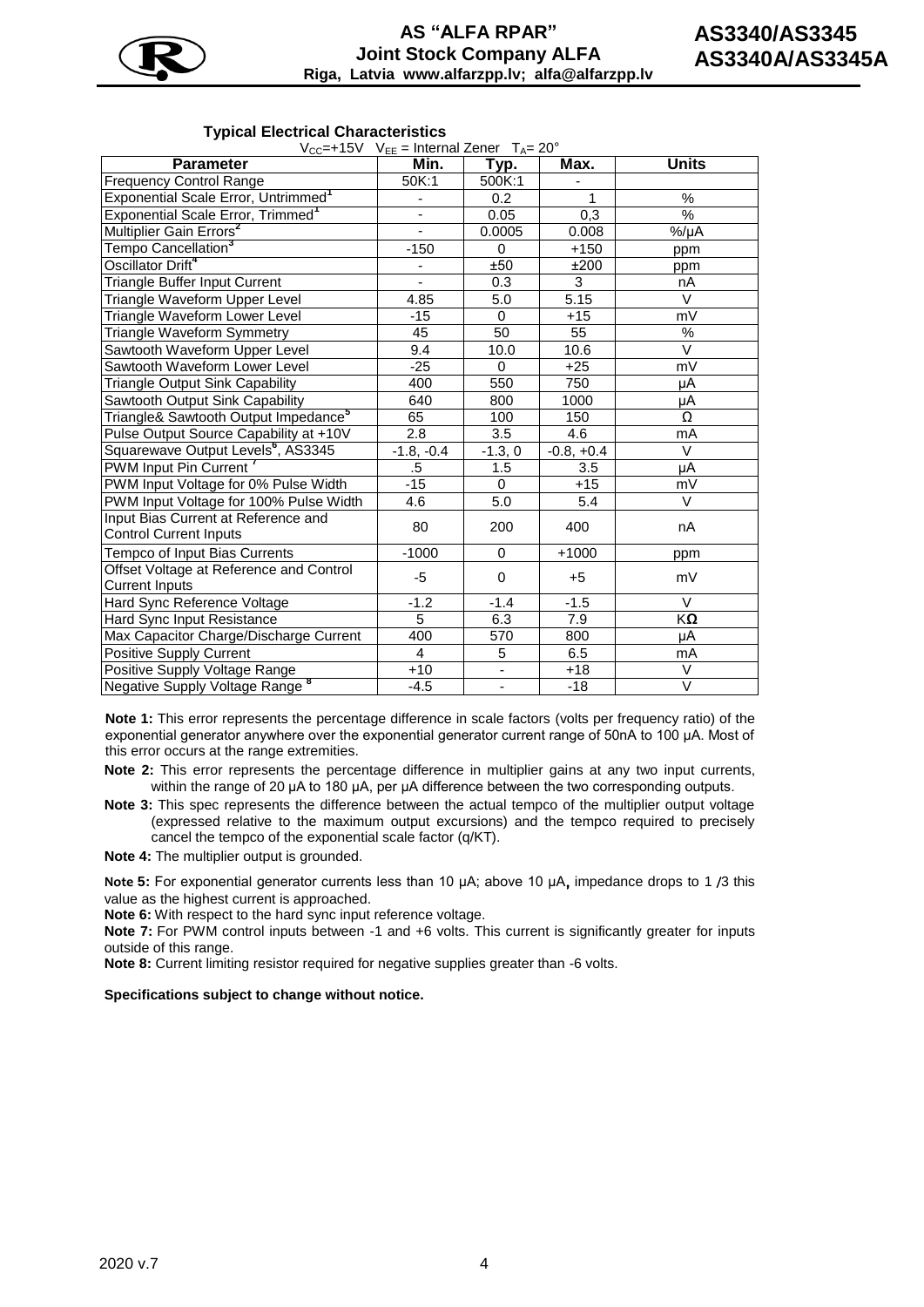## Typical Electrical Characteristics

$V_{CC}$=+15V $V_{EE}$ = Internal Zener $T_A$= 20°

| Parameter | Min. | Typ. | Max. | Units |
|---|---|---|---|---|
| Frequency Control Range | 50K:1 | 500K:1 | - | |
| Exponential Scale Error, Untrimmed[1] | - | 0.2 | 1 | % |
| Exponential Scale Error, Trimmed[1] | - | 0.05 | 0,3 | % |
| Multiplier Gain Errors[2] | - | 0.0005 | 0.008 | %/μA |
| Tempo Cancellation[3] | -150 | 0 | +150 | ppm |
| Oscillator Drift[4] | - | ±50 | ±200 | ppm |
| Triangle Buffer Input Current | - | 0.3 | 3 | nA |
| Triangle Waveform Upper Level | 4.85 | 5.0 | 5.15 | V |
| Triangle Waveform Lower Level | -15 | 0 | +15 | mV |
| Triangle Waveform Symmetry | 45 | 50 | 55 | % |
| Sawtooth Waveform Upper Level | 9.4 | 10.0 | 10.6 | V |
| Sawtooth Waveform Lower Level | -25 | 0 | +25 | mV |
| Triangle Output Sink Capability | 400 | 550 | 750 | μA |
| Sawtooth Output Sink Capability | 640 | 800 | 1000 | μA |
| Triangle& Sawtooth Output Impedance[5] | 65 | 100 | 150 | Ω |
| Pulse Output Source Capability at +10V | 2.8 | 3.5 | 4.6 | mA |
| Squarewave Output Levels[6], AS3345 | -1.8, -0.4 | -1.3, 0 | -0.8, +0.4 | V |
| PWM Input Pin Current[7] | .5 | 1.5 | 3.5 | μA |
| PWM Input Voltage for 0% Pulse Width | -15 | 0 | +15 | mV |
| PWM Input Voltage for 100% Pulse Width | 4.6 | 5.0 | 5.4 | V |
| Input Bias Current at Reference and Control Current Inputs | 80 | 200 | 400 | nA |
| Tempco of Input Bias Currents | -1000 | 0 | +1000 | ppm |
| Offset Voltage at Reference and Control Current Inputs | -5 | 0 | +5 | mV |
| Hard Sync Reference Voltage | -1.2 | -1.4 | -1.5 | V |
| Hard Sync Input Resistance | 5 | 6.3 | 7.9 | KΩ |
| Max Capacitor Charge/Discharge Current | 400 | 570 | 800 | μA |
| Positive Supply Current | 4 | 5 | 6.5 | mA |
| Positive Supply Voltage Range | +10 | - | +18 | V |
| Negative Supply Voltage Range[8] | -4.5 | - | -18 | V |

**Note 1:** This error represents the percentage difference in scale factors (volts per frequency ratio) of the exponential generator anywhere over the exponential generator current range of 50nA to 100 μA. Most of this error occurs at the range extremities.

**Note 2:** This error represents the percentage difference in multiplier gains at any two input currents, within the range of 20 μA to 180 μA, per μA difference between the two corresponding outputs.

**Note 3:** This spec represents the difference between the actual tempco of the multiplier output voltage (expressed relative to the maximum output excursions) and the tempco required to precisely cancel the tempco of the exponential scale factor (q/KT).

**Note 4:** The multiplier output is grounded.

**Note 5:** For exponential generator currents less than 10 μA; above 10 μA**,** impedance drops to 1 /3 this value as the highest current is approached.

**Note 6:** With respect to the hard sync input reference voltage.

**Note 7:** For PWM control inputs between -1 and +6 volts. This current is significantly greater for inputs outside of this range.

**Note 8:** Current limiting resistor required for negative supplies greater than -6 volts.

**Specifications subject to change without notice.**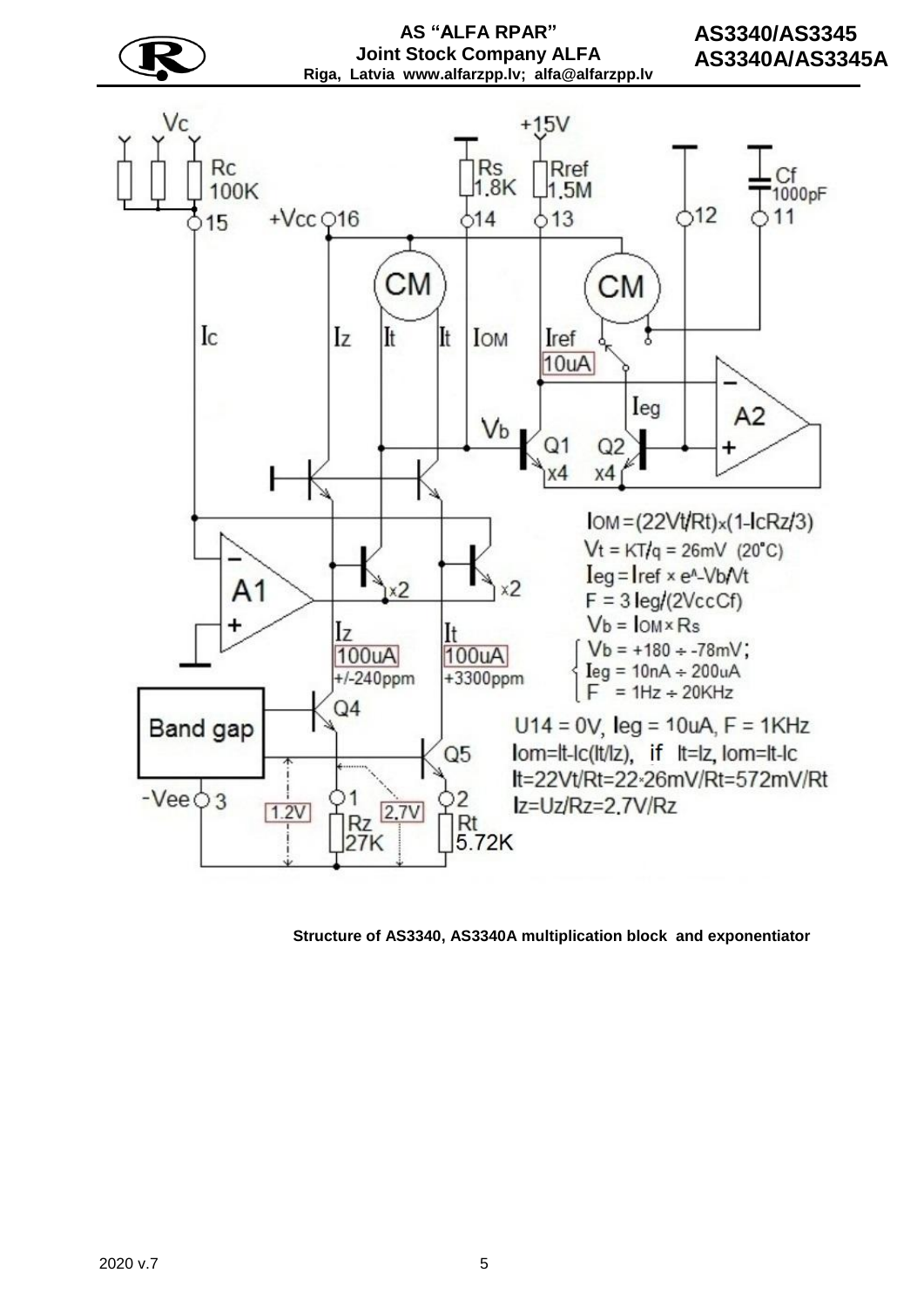$I_{OM} = (22V_t/R_t) \times (1 - I_c R_z/3)$

$V_t = KT/q = 26mV$ (20°C)

$I_{eg} = I_{ref} \times e^{-V_b/V_t}$

$F = 3 I_{eg}/(2 V_{cc} C_f)$

$V_b = I_{OM} \times R_s$

$V_b = +180 \div -78mV$;
$I_{eg} = 10nA \div 200uA$
$F = 1Hz \div 20KHz$

$U14 = 0V$, $I_{eg} = 10uA$, $F = 1KHz$

$I_{om} = I_t - I_c(I_t/I_z)$, if $I_t = I_z$, $I_{om} = I_t - I_c$

$I_t = 22V_t/R_t = 22 \times 26mV/R_t = 572mV/R_t$

$I_z = U_z/R_z = 2.7V/R_z$

**Structure of AS3340, AS3340A multiplication block and exponentiator**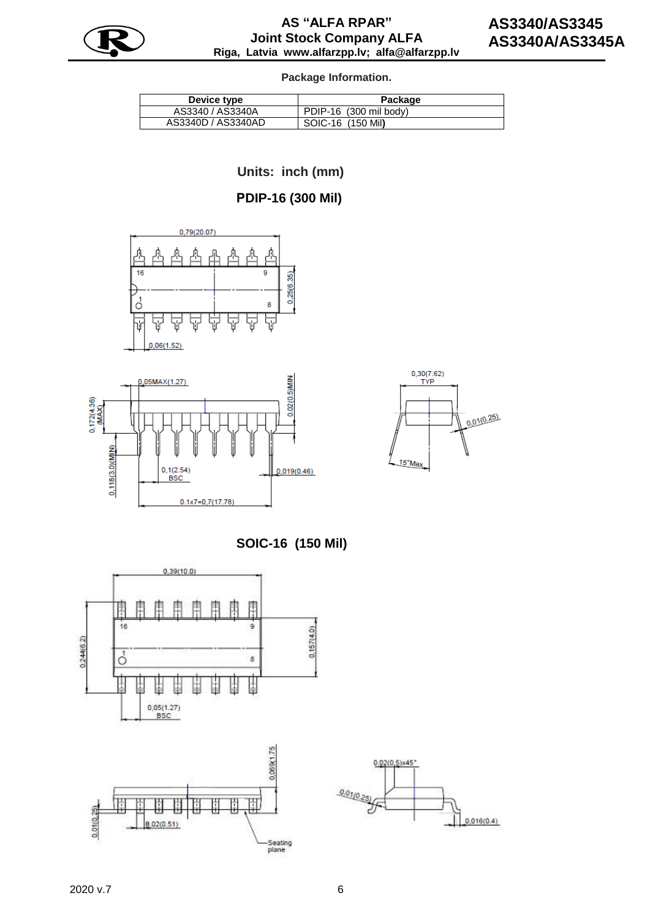**Package Information.**

| Device type | Package |
|---|---|
| AS3340 / AS3340A | PDIP-16 (300 mil body) |
| AS3340D / AS3340AD | SOIC-16 (150 Mil**)** |

**Units: inch (mm)**

**PDIP-16 (300 Mil)**

0,79(20.07)

16 9

1 8

0,25(6.35)

0,06(1.52)

0,05MAX(1.27)

0,02(0.5)MIN

0,172(4.36) (MAX)

0,118(3.0)(MIN)

0,1(2.54) BSC

0.019(0.46)

0.1x7=0,7(17.78)

0,30(7.62) TYP

0,01(0.25)

15°Max

**SOIC-16 (150 Mil)**

0,39(10.0)

16 9

1 8

0,244(6.2)

0.157(4.0)

0,05(1.27) BSC

0,069(1.75)

0,01(0.25)

0,02(0.51)

Seating plane

0,02(0.5)x45°

0,01(0.25)

0,016(0.4)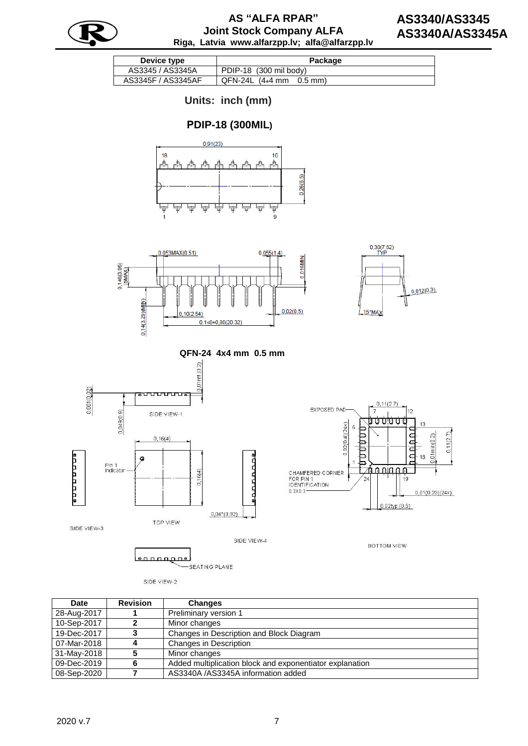| Device type | Package |
|---|---|
| AS3345 / AS3345A | PDIP-18 (300 mil body) |
| AS3345F / AS3345AF | QFN-24L (4*4 mm 0.5 mm) |

**Units: inch (mm)**

## PDIP-18 (300MIL)

0,91(23)
18
10
1
9
0,26(6,5)

0,053MAX(0,51)
0,055(1,4)
0,016MIN
0,146(3,95) (5MAX)
0,14(3,29)MIN
0,10(2,54)
0,02(0,5)
0,1x8=0,80(20,32)

0,30(7,62) TYP
0,012(0,3)
15°MAX

## QFN-24 4x4 mm 0.5 mm

0,01ref (0,2)
0,001(0,02)
0,049(0,9)
SIDE VIEW-1
0,16(4)
Pin 1 indicator
0,16(4)
TOP VIEW
0,04*(0,92)
SIDE VIEW-3
SIDE VIEW-4
SEATING PLANE
SIDE VIEW-2

EXPOSED PAD
0,11(2,7)
7
12
6
13
0,02(0,4)(24x)
1
18
0,01min(0,2)
0,11(2,7)
CHAMFERED CORNER FOR PIN 1 IDENTIFICATION 0.3X0.3
24
19
0,01(0,23)(24x)
0,02typ.(0,5)
BOTTOM VIEW

| Date | Revision | Changes |
|---|---|---|
| 28-Aug-2017 | 1 | Preliminary version 1 |
| 10-Sep-2017 | 2 | Minor changes |
| 19-Dec-2017 | 3 | Changes in Description and Block Diagram |
| 07-Mar-2018 | 4 | Changes in Description |
| 31-May-2018 | 5 | Minor changes |
| 09-Dec-2019 | 6 | Added multiplication block and exponentiator explanation |
| 08-Sep-2020 | 7 | AS3340A /AS3345A information added |